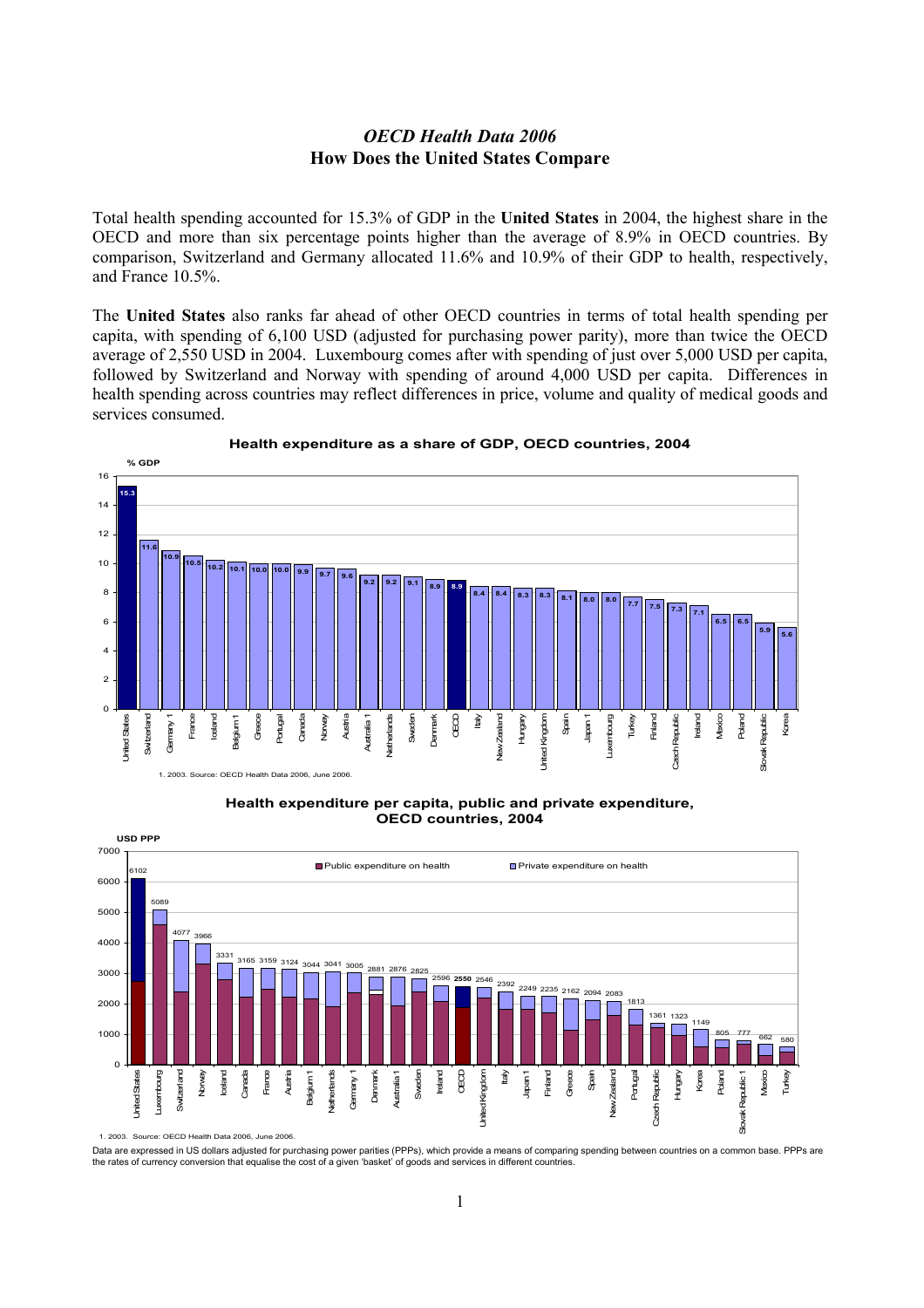*OECD Health Data 2006*

**How Does the United States Compare**

Total health spending accounted for 15.3% of GDP in the **United States** in 2004, the highest share in the OECD and more than six percentage points higher than the average of 8.9% in OECD countries. By comparison, Switzerland and Germany allocated 11.6% and 10.9% of their GDP to health, respectively, and France 10.5%.

The **United States** also ranks far ahead of other OECD countries in terms of total health spending per capita, with spending of 6,100 USD (adjusted for purchasing power parity), more than twice the OECD average of 2,550 USD in 2004. Luxembourg comes after with spending of just over 5,000 USD per capita, followed by Switzerland and Norway with spending of around 4,000 USD per capita. Differences in health spending across countries may reflect differences in price, volume and quality of medical goods and services consumed.

**Health expenditure as a share of GDP, OECD countries, 2004**

| Country | % GDP |
| --- | --- |
| United States | 15.3 |
| Switzerland | 11.6 |
| Germany 1 | 10.9 |
| France | 10.5 |
| Iceland | 10.2 |
| Belgium 1 | 10.1 |
| Greece | 10.0 |
| Portugal | 10.0 |
| Canada | 9.9 |
| Norway | 9.7 |
| Austria | 9.6 |
| Australia 1 | 9.2 |
| Netherlands | 9.2 |
| Sweden | 9.1 |
| Denmark | 8.9 |
| OECD | 8.9 |
| Italy | 8.4 |
| New Zealand | 8.4 |
| Hungary | 8.3 |
| United Kingdom | 8.3 |
| Spain | 8.1 |
| Japan 1 | 8.0 |
| Luxembourg | 8.0 |
| Turkey | 7.7 |
| Finland | 7.5 |
| Czech Republic | 7.3 |
| Ireland | 7.1 |
| Mexico | 6.5 |
| Poland | 6.5 |
| Slovak Republic | 5.9 |
| Korea | 5.6 |

1. 2003. Source: OECD Health Data 2006, June 2006.

**Health expenditure per capita, public and private expenditure, OECD countries, 2004**

| Country | Total health expenditure per capita (USD PPP) |
| --- | --- |
| United States | 6102 |
| Luxembourg | 5089 |
| Switzerland | 4077 |
| Norway | 3966 |
| Iceland | 3331 |
| Canada | 3165 |
| France | 3159 |
| Austria | 3124 |
| Belgium 1 | 3044 |
| Netherlands | 3041 |
| Germany 1 | 3005 |
| Denmark | 2881 |
| Australia 1 | 2876 |
| Sweden | 2825 |
| Ireland | 2596 |
| OECD | 2550 |
| United Kingdom | 2546 |
| Italy | 2392 |
| Japan 1 | 2249 |
| Finland | 2235 |
| Greece | 2162 |
| Spain | 2094 |
| New Zealand | 2083 |
| Portugal | 1813 |
| Czech Republic | 1361 |
| Hungary | 1323 |
| Korea | 1149 |
| Poland | 805 |
| Slovak Republic 1 | 777 |
| Mexico | 662 |
| Turkey | 580 |

1. 2003. Source: OECD Health Data 2006, June 2006.

Data are expressed in US dollars adjusted for purchasing power parities (PPPs), which provide a means of comparing spending between countries on a common base. PPPs are the rates of currency conversion that equalise the cost of a given 'basket' of goods and services in different countries.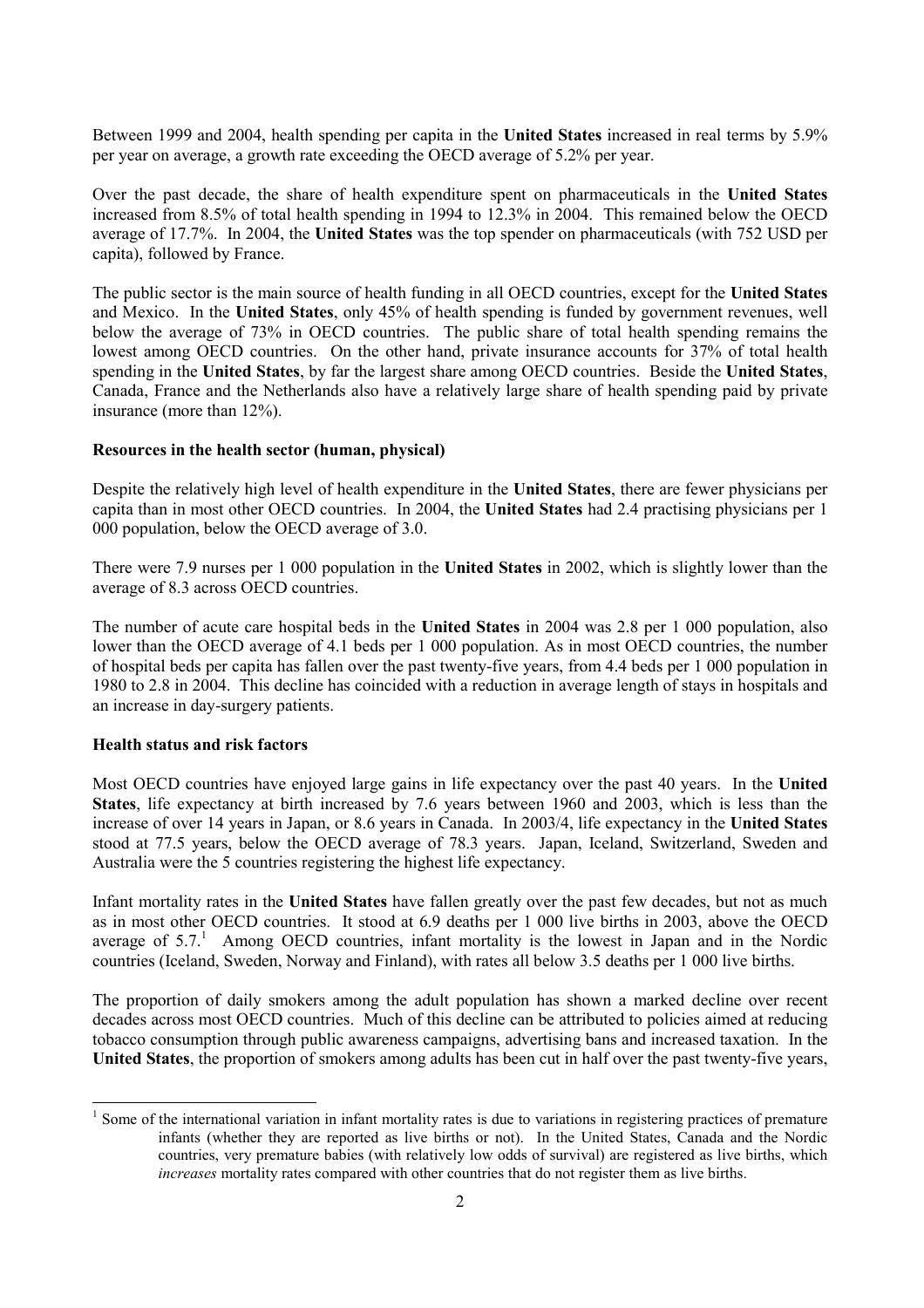Between 1999 and 2004, health spending per capita in the **United States** increased in real terms by 5.9% per year on average, a growth rate exceeding the OECD average of 5.2% per year.

Over the past decade, the share of health expenditure spent on pharmaceuticals in the **United States** increased from 8.5% of total health spending in 1994 to 12.3% in 2004. This remained below the OECD average of 17.7%. In 2004, the **United States** was the top spender on pharmaceuticals (with 752 USD per capita), followed by France.

The public sector is the main source of health funding in all OECD countries, except for the **United States** and Mexico. In the **United States**, only 45% of health spending is funded by government revenues, well below the average of 73% in OECD countries. The public share of total health spending remains the lowest among OECD countries. On the other hand, private insurance accounts for 37% of total health spending in the **United States**, by far the largest share among OECD countries. Beside the **United States**, Canada, France and the Netherlands also have a relatively large share of health spending paid by private insurance (more than 12%).

**Resources in the health sector (human, physical)**

Despite the relatively high level of health expenditure in the **United States**, there are fewer physicians per capita than in most other OECD countries. In 2004, the **United States** had 2.4 practising physicians per 1 000 population, below the OECD average of 3.0.

There were 7.9 nurses per 1 000 population in the **United States** in 2002, which is slightly lower than the average of 8.3 across OECD countries.

The number of acute care hospital beds in the **United States** in 2004 was 2.8 per 1 000 population, also lower than the OECD average of 4.1 beds per 1 000 population. As in most OECD countries, the number of hospital beds per capita has fallen over the past twenty-five years, from 4.4 beds per 1 000 population in 1980 to 2.8 in 2004. This decline has coincided with a reduction in average length of stays in hospitals and an increase in day-surgery patients.

**Health status and risk factors**

Most OECD countries have enjoyed large gains in life expectancy over the past 40 years. In the **United States**, life expectancy at birth increased by 7.6 years between 1960 and 2003, which is less than the increase of over 14 years in Japan, or 8.6 years in Canada. In 2003/4, life expectancy in the **United States** stood at 77.5 years, below the OECD average of 78.3 years. Japan, Iceland, Switzerland, Sweden and Australia were the 5 countries registering the highest life expectancy.

Infant mortality rates in the **United States** have fallen greatly over the past few decades, but not as much as in most other OECD countries. It stood at 6.9 deaths per 1 000 live births in 2003, above the OECD average of 5.7.[1] Among OECD countries, infant mortality is the lowest in Japan and in the Nordic countries (Iceland, Sweden, Norway and Finland), with rates all below 3.5 deaths per 1 000 live births.

The proportion of daily smokers among the adult population has shown a marked decline over recent decades across most OECD countries. Much of this decline can be attributed to policies aimed at reducing tobacco consumption through public awareness campaigns, advertising bans and increased taxation. In the **United States**, the proportion of smokers among adults has been cut in half over the past twenty-five years,

[1] Some of the international variation in infant mortality rates is due to variations in registering practices of premature infants (whether they are reported as live births or not). In the United States, Canada and the Nordic countries, very premature babies (with relatively low odds of survival) are registered as live births, which *increases* mortality rates compared with other countries that do not register them as live births.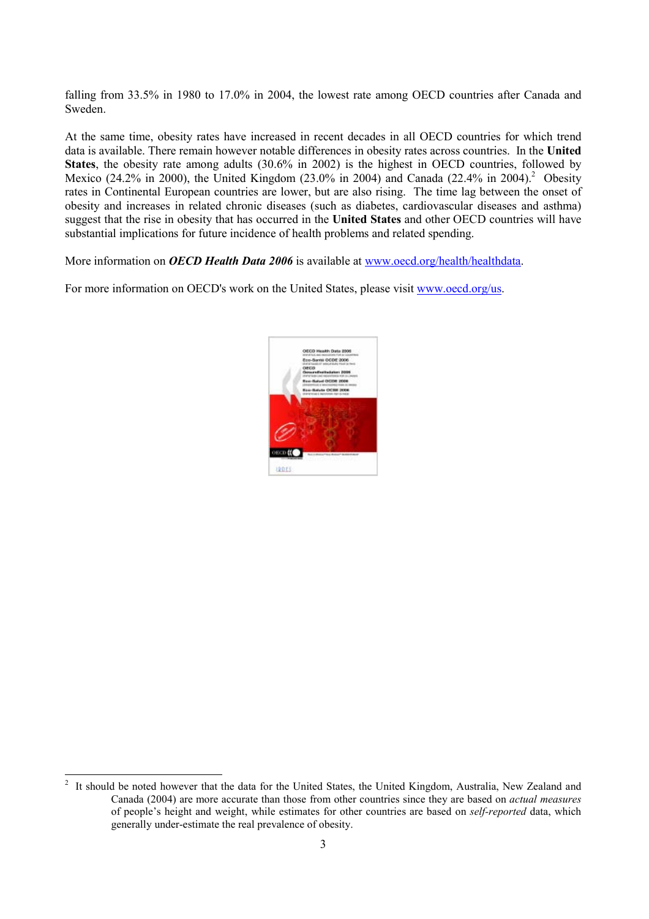falling from 33.5% in 1980 to 17.0% in 2004, the lowest rate among OECD countries after Canada and Sweden.

At the same time, obesity rates have increased in recent decades in all OECD countries for which trend data is available. There remain however notable differences in obesity rates across countries. In the **United States**, the obesity rate among adults (30.6% in 2002) is the highest in OECD countries, followed by Mexico (24.2% in 2000), the United Kingdom (23.0% in 2004) and Canada (22.4% in 2004).[2] Obesity rates in Continental European countries are lower, but are also rising. The time lag between the onset of obesity and increases in related chronic diseases (such as diabetes, cardiovascular diseases and asthma) suggest that the rise in obesity that has occurred in the **United States** and other OECD countries will have substantial implications for future incidence of health problems and related spending.

More information on ***OECD Health Data 2006*** is available at www.oecd.org/health/healthdata.

For more information on OECD's work on the United States, please visit www.oecd.org/us.

---

[2] It should be noted however that the data for the United States, the United Kingdom, Australia, New Zealand and Canada (2004) are more accurate than those from other countries since they are based on *actual measures* of people's height and weight, while estimates for other countries are based on *self-reported* data, which generally under-estimate the real prevalence of obesity.